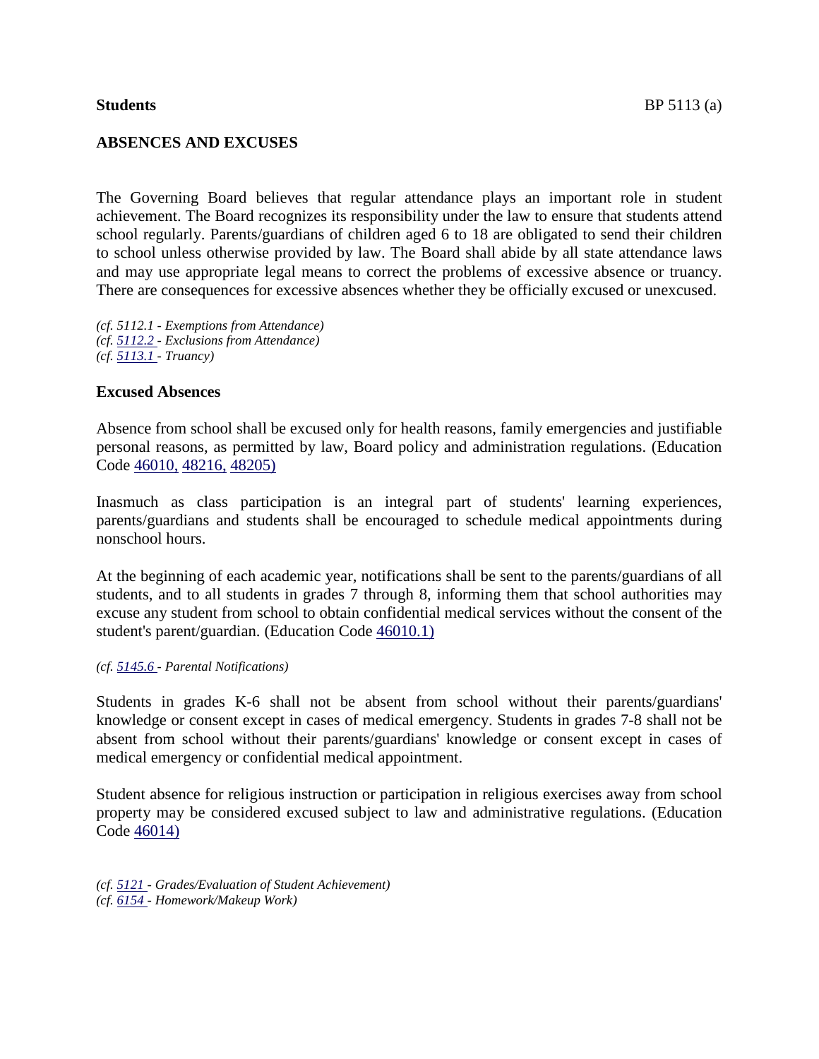**Students** BP 5113 (a)

**ABSENCES AND EXCUSES**

The Governing Board believes that regular attendance plays an important role in student achievement. The Board recognizes its responsibility under the law to ensure that students attend school regularly. Parents/guardians of children aged 6 to 18 are obligated to send their children to school unless otherwise provided by law. The Board shall abide by all state attendance laws and may use appropriate legal means to correct the problems of excessive absence or truancy. There are consequences for excessive absences whether they be officially excused or unexcused.

*(cf. 5112.1 - Exemptions from Attendance)*
*(cf. 5112.2 - Exclusions from Attendance)*
*(cf. 5113.1 - Truancy)*

**Excused Absences**

Absence from school shall be excused only for health reasons, family emergencies and justifiable personal reasons, as permitted by law, Board policy and administration regulations. (Education Code 46010, 48216, 48205)

Inasmuch as class participation is an integral part of students' learning experiences, parents/guardians and students shall be encouraged to schedule medical appointments during nonschool hours.

At the beginning of each academic year, notifications shall be sent to the parents/guardians of all students, and to all students in grades 7 through 8, informing them that school authorities may excuse any student from school to obtain confidential medical services without the consent of the student's parent/guardian. (Education Code 46010.1)

*(cf. 5145.6 - Parental Notifications)*

Students in grades K-6 shall not be absent from school without their parents/guardians' knowledge or consent except in cases of medical emergency. Students in grades 7-8 shall not be absent from school without their parents/guardians' knowledge or consent except in cases of medical emergency or confidential medical appointment.

Student absence for religious instruction or participation in religious exercises away from school property may be considered excused subject to law and administrative regulations. (Education Code 46014)

*(cf. 5121 - Grades/Evaluation of Student Achievement)*
*(cf. 6154 - Homework/Makeup Work)*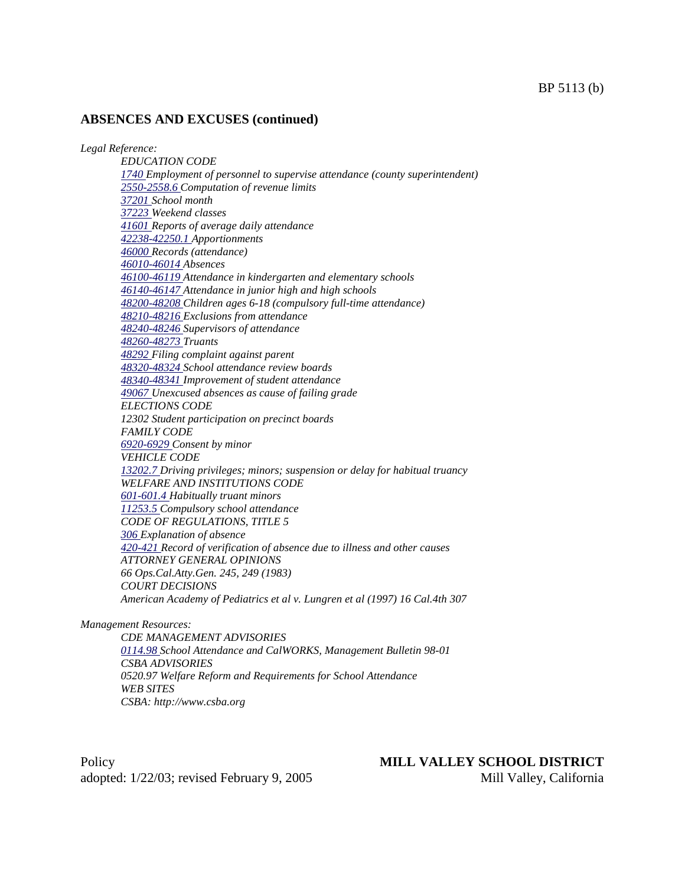## ABSENCES AND EXCUSES (continued)

*Legal Reference:*

*EDUCATION CODE*
*1740 Employment of personnel to supervise attendance (county superintendent)*
*2550-2558.6 Computation of revenue limits*
*37201 School month*
*37223 Weekend classes*
*41601 Reports of average daily attendance*
*42238-42250.1 Apportionments*
*46000 Records (attendance)*
*46010-46014 Absences*
*46100-46119 Attendance in kindergarten and elementary schools*
*46140-46147 Attendance in junior high and high schools*
*48200-48208 Children ages 6-18 (compulsory full-time attendance)*
*48210-48216 Exclusions from attendance*
*48240-48246 Supervisors of attendance*
*48260-48273 Truants*
*48292 Filing complaint against parent*
*48320-48324 School attendance review boards*
*48340-48341 Improvement of student attendance*
*49067 Unexcused absences as cause of failing grade*
*ELECTIONS CODE*
*12302 Student participation on precinct boards*
*FAMILY CODE*
*6920-6929 Consent by minor*
*VEHICLE CODE*
*13202.7 Driving privileges; minors; suspension or delay for habitual truancy*
*WELFARE AND INSTITUTIONS CODE*
*601-601.4 Habitually truant minors*
*11253.5 Compulsory school attendance*
*CODE OF REGULATIONS, TITLE 5*
*306 Explanation of absence*
*420-421 Record of verification of absence due to illness and other causes*
*ATTORNEY GENERAL OPINIONS*
*66 Ops.Cal.Atty.Gen. 245, 249 (1983)*
*COURT DECISIONS*
*American Academy of Pediatrics et al v. Lungren et al (1997) 16 Cal.4th 307*

*Management Resources:*

*CDE MANAGEMENT ADVISORIES*
*0114.98 School Attendance and CalWORKS, Management Bulletin 98-01*
*CSBA ADVISORIES*
*0520.97 Welfare Reform and Requirements for School Attendance*
*WEB SITES*
*CSBA: http://www.csba.org*

Policy
adopted: 1/22/03; revised February 9, 2005

**MILL VALLEY SCHOOL DISTRICT**
Mill Valley, California